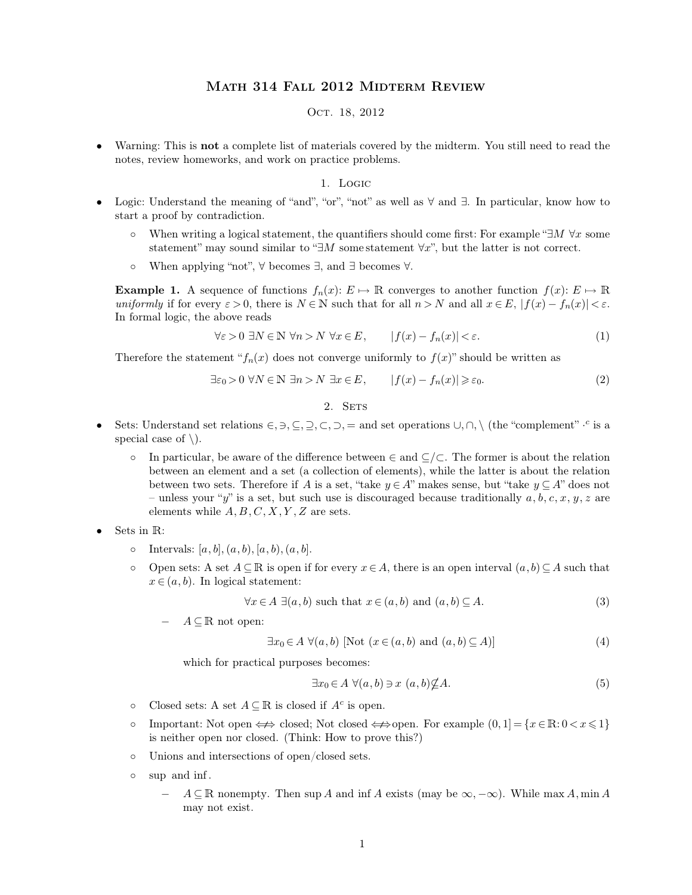# Math 314 Fall 2012 Midterm Review

Oct. 18, 2012

- Warning: This is **not** a complete list of materials covered by the midterm. You still need to read the notes, review homeworks, and work on practice problems.

## 1. Logic

- Logic: Understand the meaning of "and", "or", "not" as well as $\forall$ and $\exists$. In particular, know how to start a proof by contradiction.
  - When writing a logical statement, the quantifiers should come first: For example "$\exists M\ \forall x$ some statement" may sound similar to "$\exists M$ some statement $\forall x$", but the latter is not correct.
  - When applying "not", $\forall$ becomes $\exists$, and $\exists$ becomes $\forall$.

**Example 1.** A sequence of functions $f_n(x)$: $E \mapsto \mathbb{R}$ converges to another function $f(x)$: $E \mapsto \mathbb{R}$ *uniformly* if for every $\varepsilon > 0$, there is $N \in \mathbb{N}$ such that for all $n > N$ and all $x \in E$, $|f(x) - f_n(x)| < \varepsilon$. In formal logic, the above reads

$$\forall \varepsilon > 0\ \exists N \in \mathbb{N}\ \forall n > N\ \forall x \in E, \qquad |f(x) - f_n(x)| < \varepsilon. \tag{1}$$

Therefore the statement "$f_n(x)$ does not converge uniformly to $f(x)$" should be written as

$$\exists \varepsilon_0 > 0\ \forall N \in \mathbb{N}\ \exists n > N\ \exists x \in E, \qquad |f(x) - f_n(x)| \geqslant \varepsilon_0. \tag{2}$$

## 2. Sets

- Sets: Understand set relations $\in, \ni, \subseteq, \supseteq, \subset, \supset, =$ and set operations $\cup, \cap, \setminus$ (the "complement" $\cdot^c$ is a special case of $\setminus$).
  - In particular, be aware of the difference between $\in$ and $\subseteq/\subset$. The former is about the relation between an element and a set (a collection of elements), while the latter is about the relation between two sets. Therefore if $A$ is a set, "take $y \in A$" makes sense, but "take $y \subseteq A$" does not – unless your "$y$" is a set, but such use is discouraged because traditionally $a, b, c, x, y, z$ are elements while $A, B, C, X, Y, Z$ are sets.
- Sets in $\mathbb{R}$:
  - Intervals: $[a, b], (a, b), [a, b), (a, b]$.
  - Open sets: A set $A \subseteq \mathbb{R}$ is open if for every $x \in A$, there is an open interval $(a, b) \subseteq A$ such that $x \in (a, b)$. In logical statement:

    $$\forall x \in A\ \exists (a, b) \text{ such that } x \in (a, b) \text{ and } (a, b) \subseteq A. \tag{3}$$

    - $A \subseteq \mathbb{R}$ not open:

      $$\exists x_0 \in A\ \forall (a, b)\ [\text{Not } (x \in (a, b) \text{ and } (a, b) \subseteq A)] \tag{4}$$

      which for practical purposes becomes:

      $$\exists x_0 \in A\ \forall (a, b) \ni x\ (a, b) \not\subseteq A. \tag{5}$$

  - Closed sets: A set $A \subseteq \mathbb{R}$ is closed if $A^c$ is open.
  - Important: Not open $\not\Leftrightarrow$ closed; Not closed $\not\Leftrightarrow$ open. For example $(0, 1] = \{x \in \mathbb{R}: 0 < x \leqslant 1\}$ is neither open nor closed. (Think: How to prove this?)
  - Unions and intersections of open/closed sets.
  - sup and inf.
    - $A \subseteq \mathbb{R}$ nonempty. Then $\sup A$ and $\inf A$ exists (may be $\infty, -\infty$). While $\max A, \min A$ may not exist.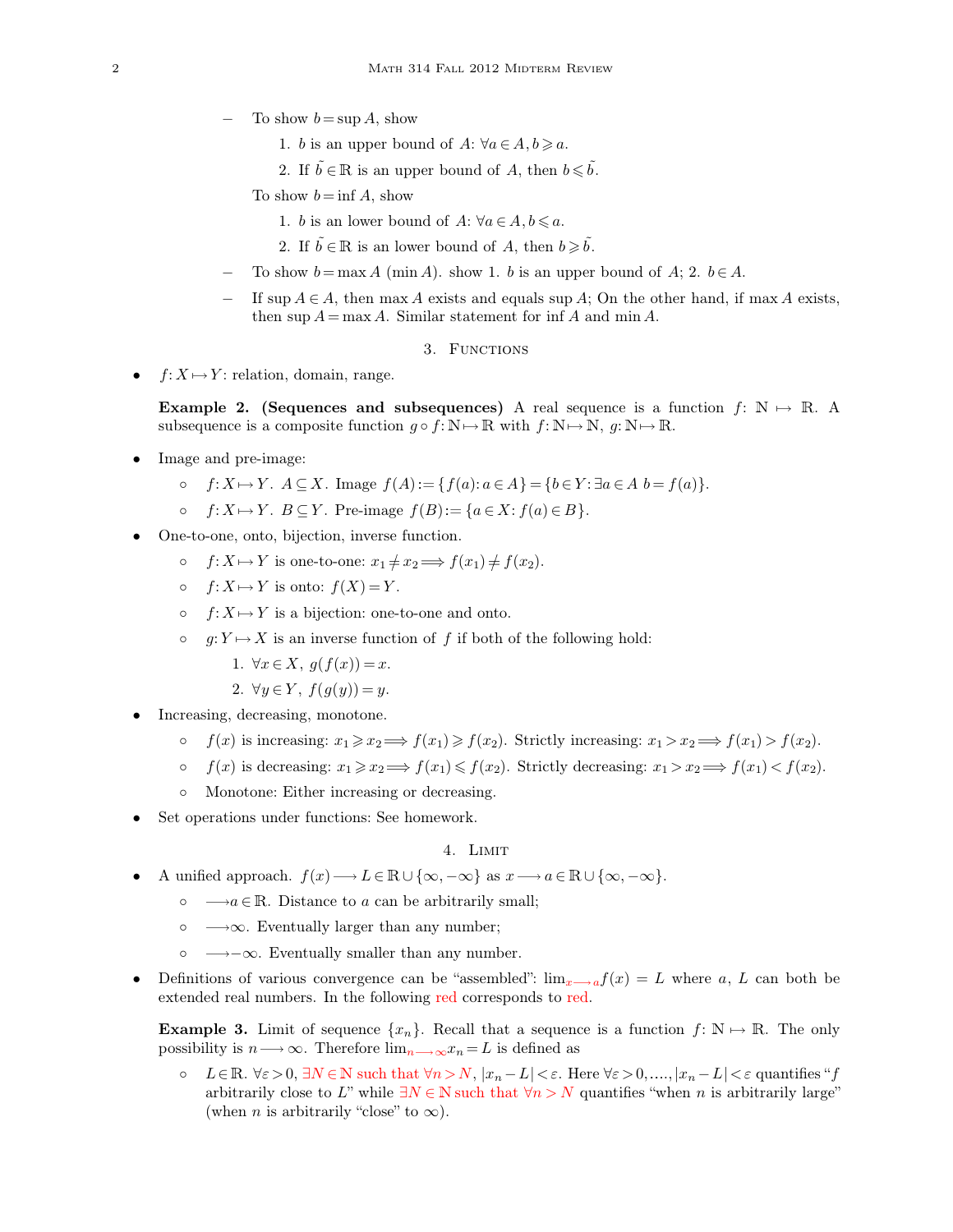- To show $b = \sup A$, show
  1. $b$ is an upper bound of $A$: $\forall a \in A, b \geqslant a$.
  2. If $\tilde{b} \in \mathbb{R}$ is an upper bound of $A$, then $b \leqslant \tilde{b}$.

  To show $b = \inf A$, show
  1. $b$ is an lower bound of $A$: $\forall a \in A, b \leqslant a$.
  2. If $\tilde{b} \in \mathbb{R}$ is an lower bound of $A$, then $b \geqslant \tilde{b}$.
- To show $b = \max A$ ($\min A$). show 1. $b$ is an upper bound of $A$; 2. $b \in A$.
- If $\sup A \in A$, then $\max A$ exists and equals $\sup A$; On the other hand, if $\max A$ exists, then $\sup A = \max A$. Similar statement for $\inf A$ and $\min A$.

## 3. Functions

- $f: X \mapsto Y$: relation, domain, range.

  **Example 2. (Sequences and subsequences)** A real sequence is a function $f: \mathbb{N} \mapsto \mathbb{R}$. A subsequence is a composite function $g \circ f: \mathbb{N} \mapsto \mathbb{R}$ with $f: \mathbb{N} \mapsto \mathbb{N}$, $g: \mathbb{N} \mapsto \mathbb{R}$.

- Image and pre-image:
  - $f: X \mapsto Y$. $A \subseteq X$. Image $f(A) := \{f(a): a \in A\} = \{b \in Y: \exists a \in A \ b = f(a)\}$.
  - $f: X \mapsto Y$. $B \subseteq Y$. Pre-image $f(B) := \{a \in X: f(a) \in B\}$.
- One-to-one, onto, bijection, inverse function.
  - $f: X \mapsto Y$ is one-to-one: $x_1 \neq x_2 \Longrightarrow f(x_1) \neq f(x_2)$.
  - $f: X \mapsto Y$ is onto: $f(X) = Y$.
  - $f: X \mapsto Y$ is a bijection: one-to-one and onto.
  - $g: Y \mapsto X$ is an inverse function of $f$ if both of the following hold:
    1. $\forall x \in X, \ g(f(x)) = x$.
    2. $\forall y \in Y, \ f(g(y)) = y$.
- Increasing, decreasing, monotone.
  - $f(x)$ is increasing: $x_1 \geqslant x_2 \Longrightarrow f(x_1) \geqslant f(x_2)$. Strictly increasing: $x_1 > x_2 \Longrightarrow f(x_1) > f(x_2)$.
  - $f(x)$ is decreasing: $x_1 \geqslant x_2 \Longrightarrow f(x_1) \leqslant f(x_2)$. Strictly decreasing: $x_1 > x_2 \Longrightarrow f(x_1) < f(x_2)$.
  - Monotone: Either increasing or decreasing.
- Set operations under functions: See homework.

## 4. Limit

- A unified approach. $f(x) \longrightarrow L \in \mathbb{R} \cup \{\infty, -\infty\}$ as $x \longrightarrow a \in \mathbb{R} \cup \{\infty, -\infty\}$.
  - $\longrightarrow a \in \mathbb{R}$. Distance to $a$ can be arbitrarily small;
  - $\longrightarrow \infty$. Eventually larger than any number;
  - $\longrightarrow -\infty$. Eventually smaller than any number.
- Definitions of various convergence can be "assembled": $\lim_{x \longrightarrow a} f(x) = L$ where $a$, $L$ can both be extended real numbers. In the following red corresponds to red.

  **Example 3.** Limit of sequence $\{x_n\}$. Recall that a sequence is a function $f: \mathbb{N} \mapsto \mathbb{R}$. The only possibility is $n \longrightarrow \infty$. Therefore $\lim_{n \longrightarrow \infty} x_n = L$ is defined as

  - $L \in \mathbb{R}$. $\forall \varepsilon > 0$, $\exists N \in \mathbb{N}$ such that $\forall n > N$, $|x_n - L| < \varepsilon$. Here $\forall \varepsilon > 0, \ldots, |x_n - L| < \varepsilon$ quantifies "$f$ arbitrarily close to $L$" while $\exists N \in \mathbb{N}$ such that $\forall n > N$ quantifies "when $n$ is arbitrarily large" (when $n$ is arbitrarily "close" to $\infty$).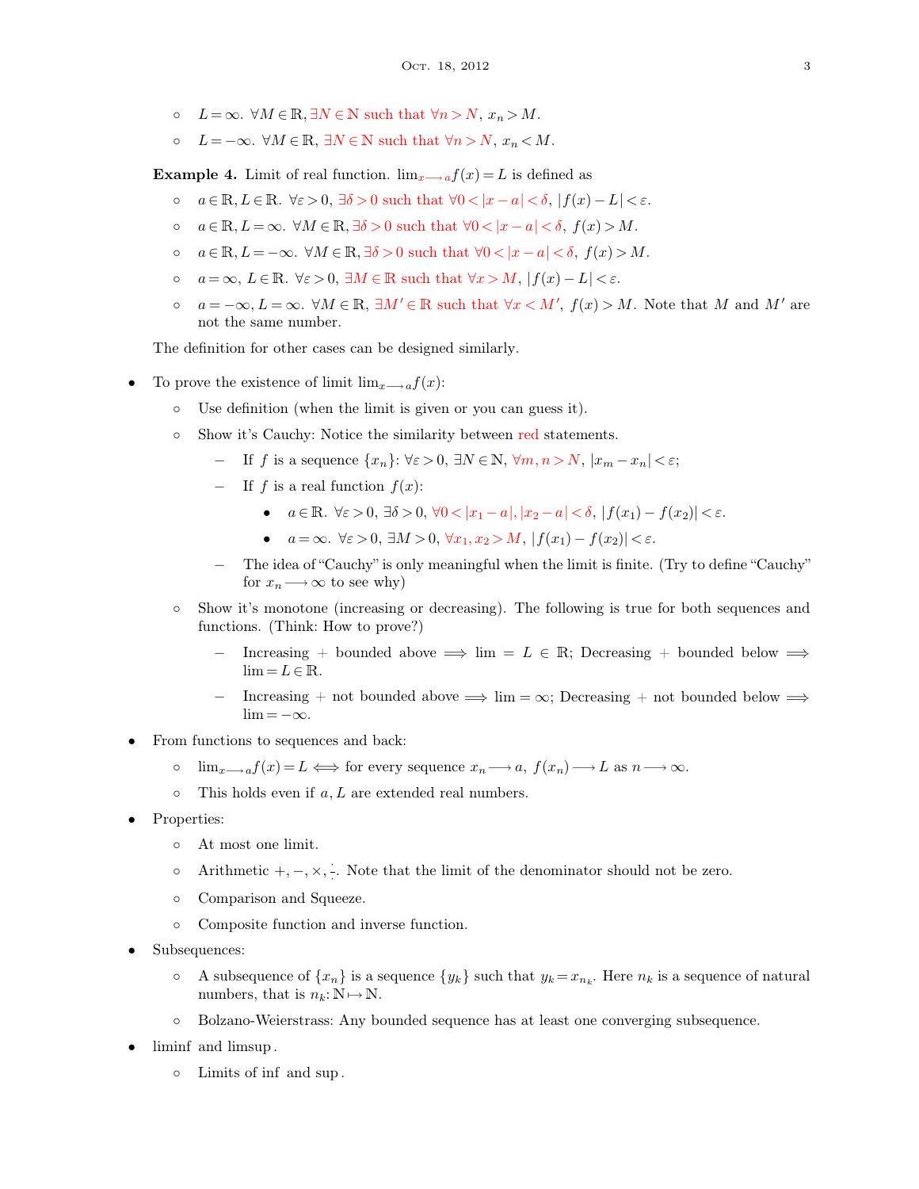- $L = \infty$. $\forall M \in \mathbb{R}$, $\exists N \in \mathbb{N}$ such that $\forall n > N$, $x_n > M$.
- $L = -\infty$. $\forall M \in \mathbb{R}$, $\exists N \in \mathbb{N}$ such that $\forall n > N$, $x_n < M$.

**Example 4.** Limit of real function. $\lim_{x \longrightarrow a} f(x) = L$ is defined as

- $a \in \mathbb{R}, L \in \mathbb{R}$. $\forall \varepsilon > 0$, $\exists \delta > 0$ such that $\forall 0 < |x - a| < \delta$, $|f(x) - L| < \varepsilon$.
- $a \in \mathbb{R}, L = \infty$. $\forall M \in \mathbb{R}, \exists \delta > 0$ such that $\forall 0 < |x - a| < \delta$, $f(x) > M$.
- $a \in \mathbb{R}, L = -\infty$. $\forall M \in \mathbb{R}, \exists \delta > 0$ such that $\forall 0 < |x - a| < \delta$, $f(x) > M$.
- $a = \infty$, $L \in \mathbb{R}$. $\forall \varepsilon > 0$, $\exists M \in \mathbb{R}$ such that $\forall x > M$, $|f(x) - L| < \varepsilon$.
- $a = -\infty, L = \infty$. $\forall M \in \mathbb{R}$, $\exists M' \in \mathbb{R}$ such that $\forall x < M'$, $f(x) > M$. Note that $M$ and $M'$ are not the same number.

The definition for other cases can be designed similarly.

- To prove the existence of limit $\lim_{x \longrightarrow a} f(x)$:
  - Use definition (when the limit is given or you can guess it).
  - Show it's Cauchy: Notice the similarity between red statements.
    - If $f$ is a sequence $\{x_n\}$: $\forall \varepsilon > 0$, $\exists N \in \mathbb{N}$, $\forall m, n > N$, $|x_m - x_n| < \varepsilon$;
    - If $f$ is a real function $f(x)$:
      - $a \in \mathbb{R}$. $\forall \varepsilon > 0$, $\exists \delta > 0$, $\forall 0 < |x_1 - a|, |x_2 - a| < \delta$, $|f(x_1) - f(x_2)| < \varepsilon$.
      - $a = \infty$. $\forall \varepsilon > 0$, $\exists M > 0$, $\forall x_1, x_2 > M$, $|f(x_1) - f(x_2)| < \varepsilon$.
    - The idea of "Cauchy" is only meaningful when the limit is finite. (Try to define "Cauchy" for $x_n \longrightarrow \infty$ to see why)
  - Show it's monotone (increasing or decreasing). The following is true for both sequences and functions. (Think: How to prove?)
    - Increasing + bounded above $\Longrightarrow$ $\lim = L \in \mathbb{R}$; Decreasing + bounded below $\Longrightarrow$ $\lim = L \in \mathbb{R}$.
    - Increasing + not bounded above $\Longrightarrow$ $\lim = \infty$; Decreasing + not bounded below $\Longrightarrow$ $\lim = -\infty$.
- From functions to sequences and back:
  - $\lim_{x \longrightarrow a} f(x) = L \Longleftrightarrow$ for every sequence $x_n \longrightarrow a$, $f(x_n) \longrightarrow L$ as $n \longrightarrow \infty$.
  - This holds even if $a, L$ are extended real numbers.
- Properties:
  - At most one limit.
  - Arithmetic $+, -, \times, \div$. Note that the limit of the denominator should not be zero.
  - Comparison and Squeeze.
  - Composite function and inverse function.
- Subsequences:
  - A subsequence of $\{x_n\}$ is a sequence $\{y_k\}$ such that $y_k = x_{n_k}$. Here $n_k$ is a sequence of natural numbers, that is $n_k: \mathbb{N} \mapsto \mathbb{N}$.
  - Bolzano-Weierstrass: Any bounded sequence has at least one converging subsequence.
- $\liminf$ and $\limsup$.
  - Limits of $\inf$ and $\sup$.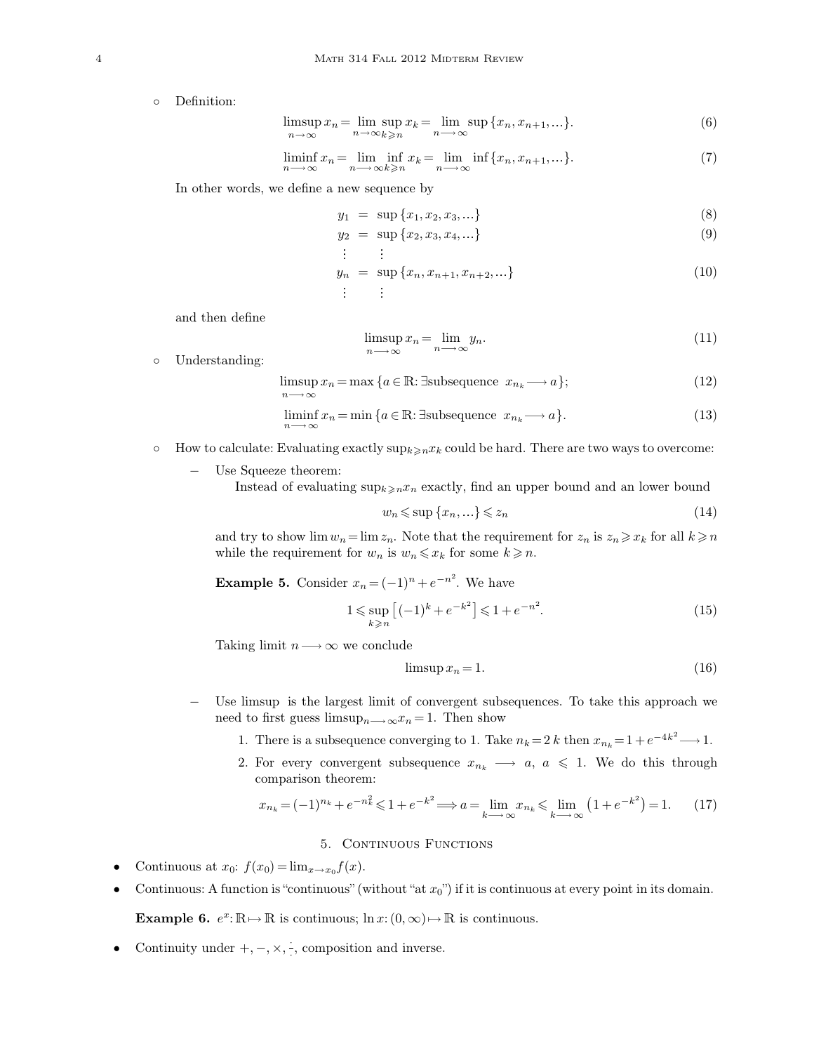- Definition:

$$\limsup_{n\to\infty} x_n = \lim_{n\to\infty} \sup_{k\geqslant n} x_k = \lim_{n\longrightarrow\infty} \sup\{x_n, x_{n+1}, \ldots\}. \tag{6}$$

$$\liminf_{n\longrightarrow\infty} x_n = \lim_{n\longrightarrow\infty} \inf_{k\geqslant n} x_k = \lim_{n\longrightarrow\infty} \inf\{x_n, x_{n+1}, \ldots\}. \tag{7}$$

In other words, we define a new sequence by

$$y_1 = \sup\{x_1, x_2, x_3, \ldots\} \tag{8}$$

$$y_2 = \sup\{x_2, x_3, x_4, \ldots\} \tag{9}$$

$$\vdots \qquad \vdots$$

$$y_n = \sup\{x_n, x_{n+1}, x_{n+2}, \ldots\} \tag{10}$$

$$\vdots \qquad \vdots$$

and then define

$$\limsup_{n\longrightarrow\infty} x_n = \lim_{n\longrightarrow\infty} y_n. \tag{11}$$

- Understanding:

$$\limsup_{n\longrightarrow\infty} x_n = \max\{a\in\mathbb{R}: \exists \text{subsequence } x_{n_k}\longrightarrow a\}; \tag{12}$$

$$\liminf_{n\longrightarrow\infty} x_n = \min\{a\in\mathbb{R}: \exists \text{subsequence } x_{n_k}\longrightarrow a\}. \tag{13}$$

- How to calculate: Evaluating exactly $\sup_{k\geqslant n} x_k$ could be hard. There are two ways to overcome:
  - Use Squeeze theorem:
    Instead of evaluating $\sup_{k\geqslant n} x_n$ exactly, find an upper bound and an lower bound

    $$w_n \leqslant \sup\{x_n, \ldots\} \leqslant z_n \tag{14}$$

    and try to show $\lim w_n = \lim z_n$. Note that the requirement for $z_n$ is $z_n \geqslant x_k$ for all $k\geqslant n$ while the requirement for $w_n$ is $w_n \leqslant x_k$ for some $k \geqslant n$.

    **Example 5.** Consider $x_n = (-1)^n + e^{-n^2}$. We have

    $$1 \leqslant \sup_{k\geqslant n}\left[(-1)^k + e^{-k^2}\right] \leqslant 1 + e^{-n^2}. \tag{15}$$

    Taking limit $n\longrightarrow\infty$ we conclude

    $$\limsup x_n = 1. \tag{16}$$

  - Use limsup is the largest limit of convergent subsequences. To take this approach we need to first guess $\limsup_{n\longrightarrow\infty} x_n = 1$. Then show
    1. There is a subsequence converging to 1. Take $n_k = 2k$ then $x_{n_k} = 1 + e^{-4k^2} \longrightarrow 1$.
    2. For every convergent subsequence $x_{n_k} \longrightarrow a$, $a \leqslant 1$. We do this through comparison theorem:

    $$x_{n_k} = (-1)^{n_k} + e^{-n_k^2} \leqslant 1 + e^{-k^2} \Longrightarrow a = \lim_{k\longrightarrow\infty} x_{n_k} \leqslant \lim_{k\longrightarrow\infty}\left(1 + e^{-k^2}\right) = 1. \tag{17}$$

## 5. Continuous Functions

- Continuous at $x_0$: $f(x_0) = \lim_{x\to x_0} f(x)$.
- Continuous: A function is "continuous" (without "at $x_0$") if it is continuous at every point in its domain.

  **Example 6.** $e^x: \mathbb{R}\mapsto\mathbb{R}$ is continuous; $\ln x: (0,\infty)\mapsto\mathbb{R}$ is continuous.

- Continuity under $+, -, \times, \div$, composition and inverse.